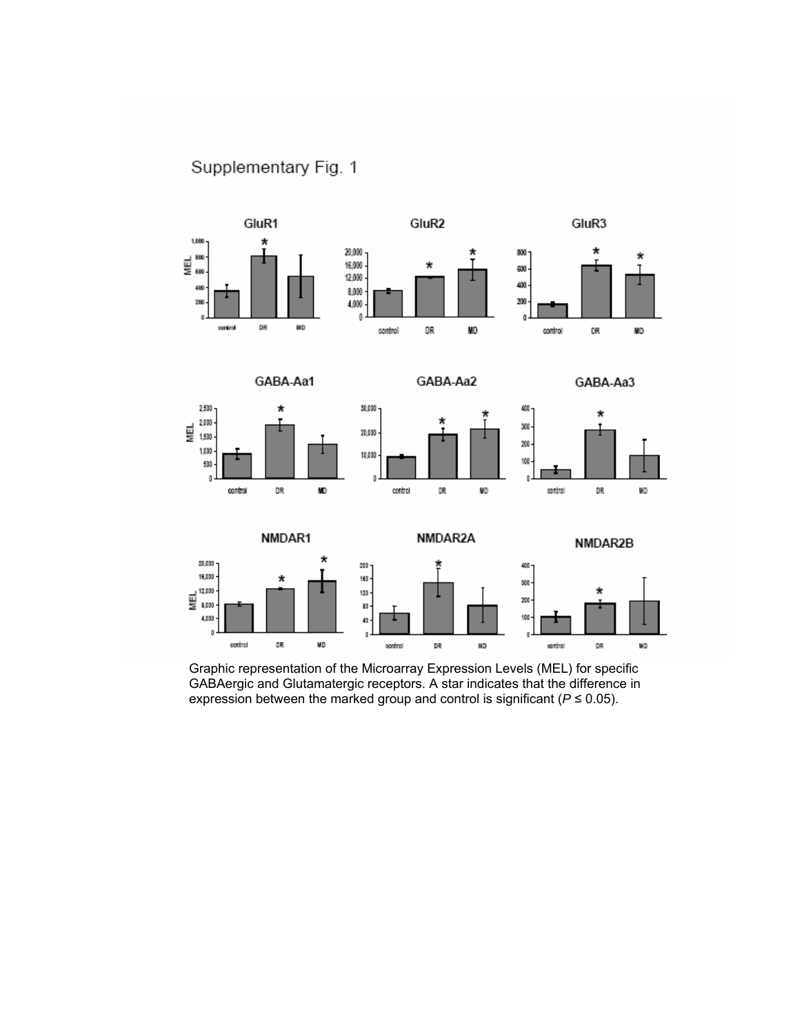Supplementary Fig. 1

Graphic representation of the Microarray Expression Levels (MEL) for specific GABAergic and Glutamatergic receptors. A star indicates that the difference in expression between the marked group and control is significant ($P \leq 0.05$).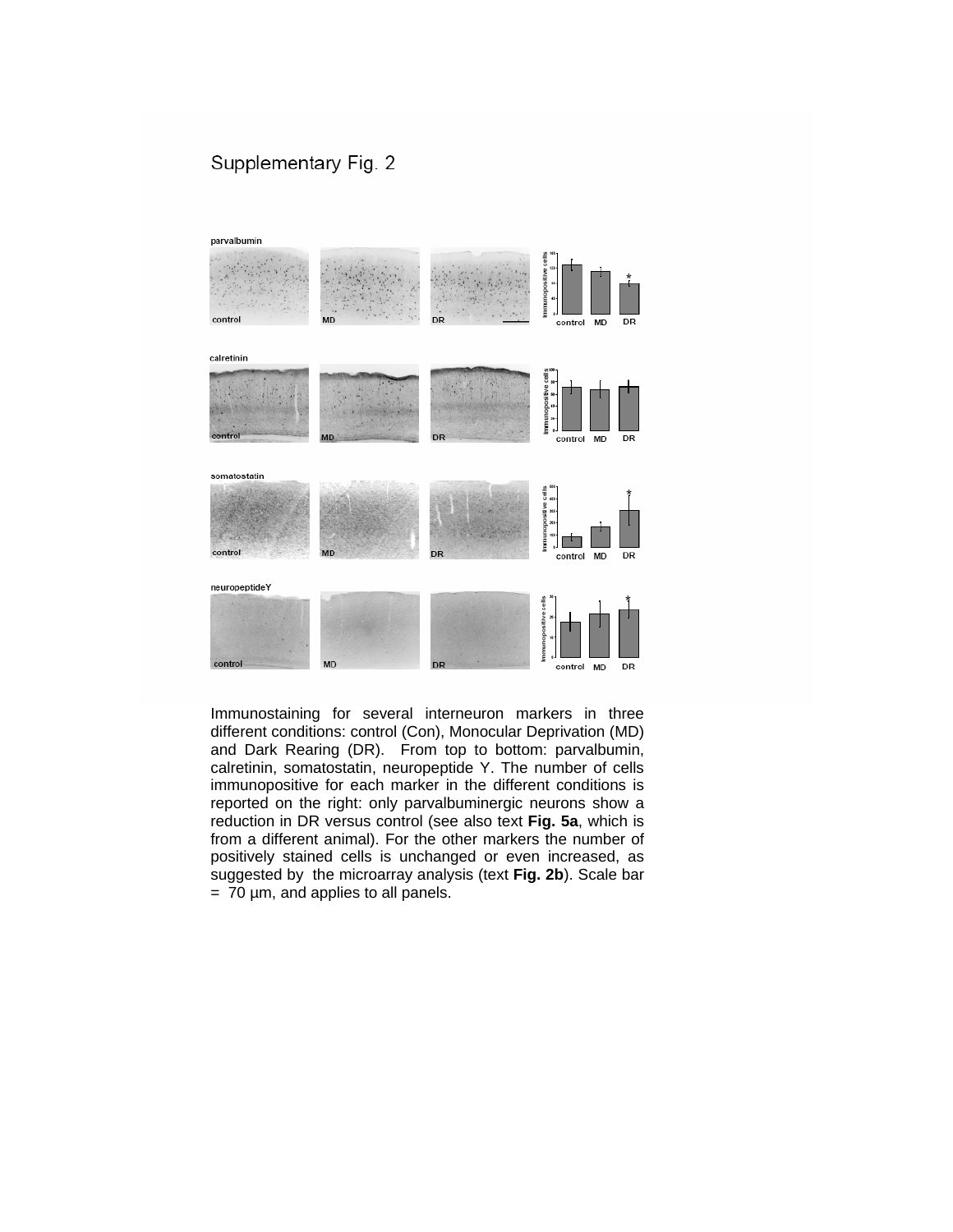# Supplementary Fig. 2

Immunostaining for several interneuron markers in three different conditions: control (Con), Monocular Deprivation (MD) and Dark Rearing (DR). From top to bottom: parvalbumin, calretinin, somatostatin, neuropeptide Y. The number of cells immunopositive for each marker in the different conditions is reported on the right: only parvalbuminergic neurons show a reduction in DR versus control (see also text **Fig. 5a**, which is from a different animal). For the other markers the number of positively stained cells is unchanged or even increased, as suggested by the microarray analysis (text **Fig. 2b**). Scale bar = 70 µm, and applies to all panels.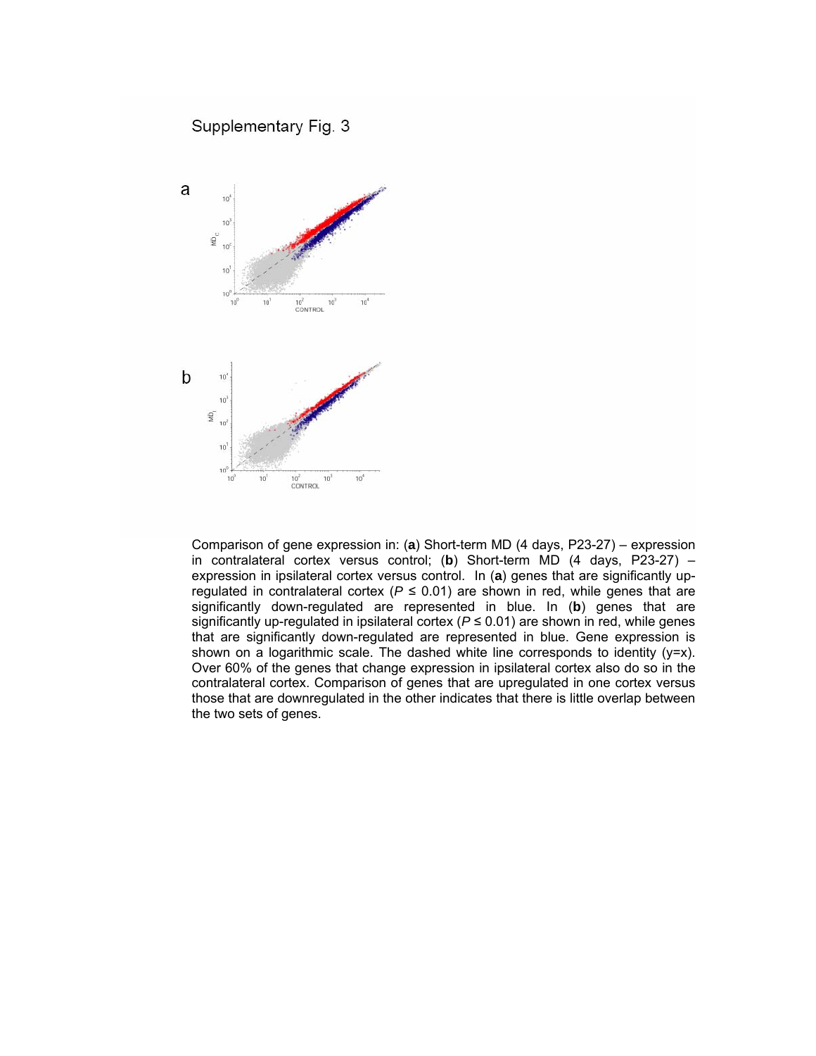Supplementary Fig. 3

Comparison of gene expression in: (**a**) Short-term MD (4 days, P23-27) – expression in contralateral cortex versus control; (**b**) Short-term MD (4 days, P23-27) – expression in ipsilateral cortex versus control. In (**a**) genes that are significantly up-regulated in contralateral cortex ($P \leq 0.01$) are shown in red, while genes that are significantly down-regulated are represented in blue. In (**b**) genes that are significantly up-regulated in ipsilateral cortex ($P \leq 0.01$) are shown in red, while genes that are significantly down-regulated are represented in blue. Gene expression is shown on a logarithmic scale. The dashed white line corresponds to identity (y=x). Over 60% of the genes that change expression in ipsilateral cortex also do so in the contralateral cortex. Comparison of genes that are upregulated in one cortex versus those that are downregulated in the other indicates that there is little overlap between the two sets of genes.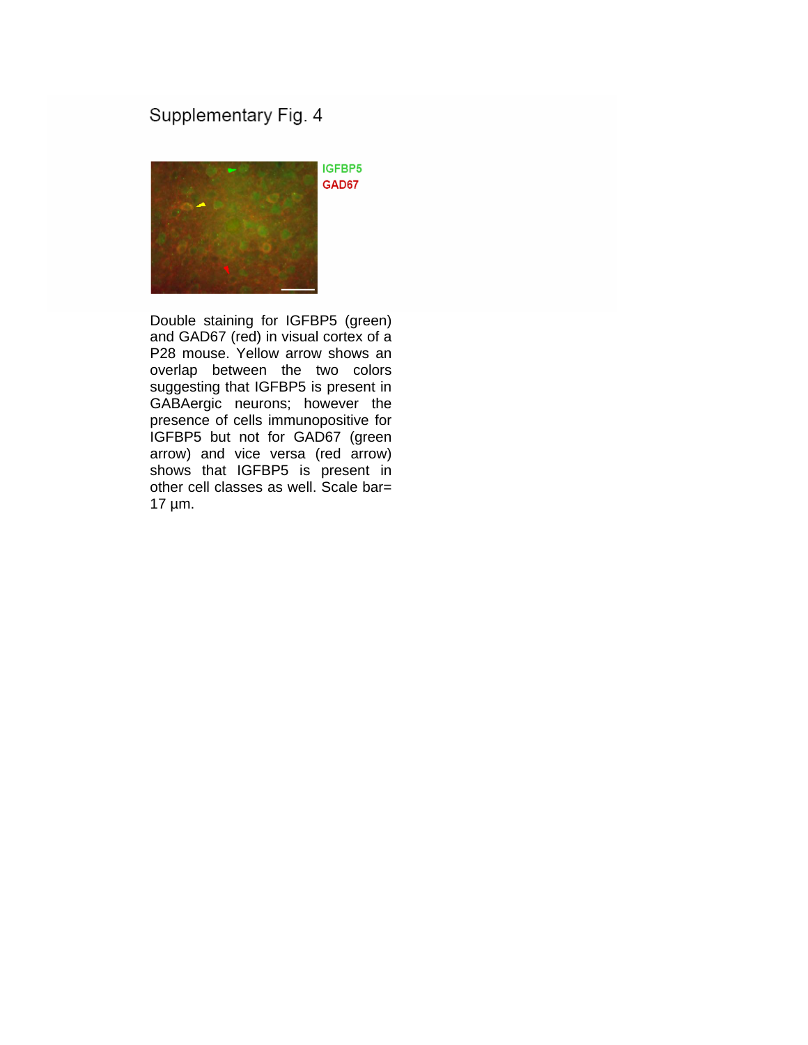# Supplementary Fig. 4

IGFBP5
GAD67

Double staining for IGFBP5 (green) and GAD67 (red) in visual cortex of a P28 mouse. Yellow arrow shows an overlap between the two colors suggesting that IGFBP5 is present in GABAergic neurons; however the presence of cells immunopositive for IGFBP5 but not for GAD67 (green arrow) and vice versa (red arrow) shows that IGFBP5 is present in other cell classes as well. Scale bar= 17 µm.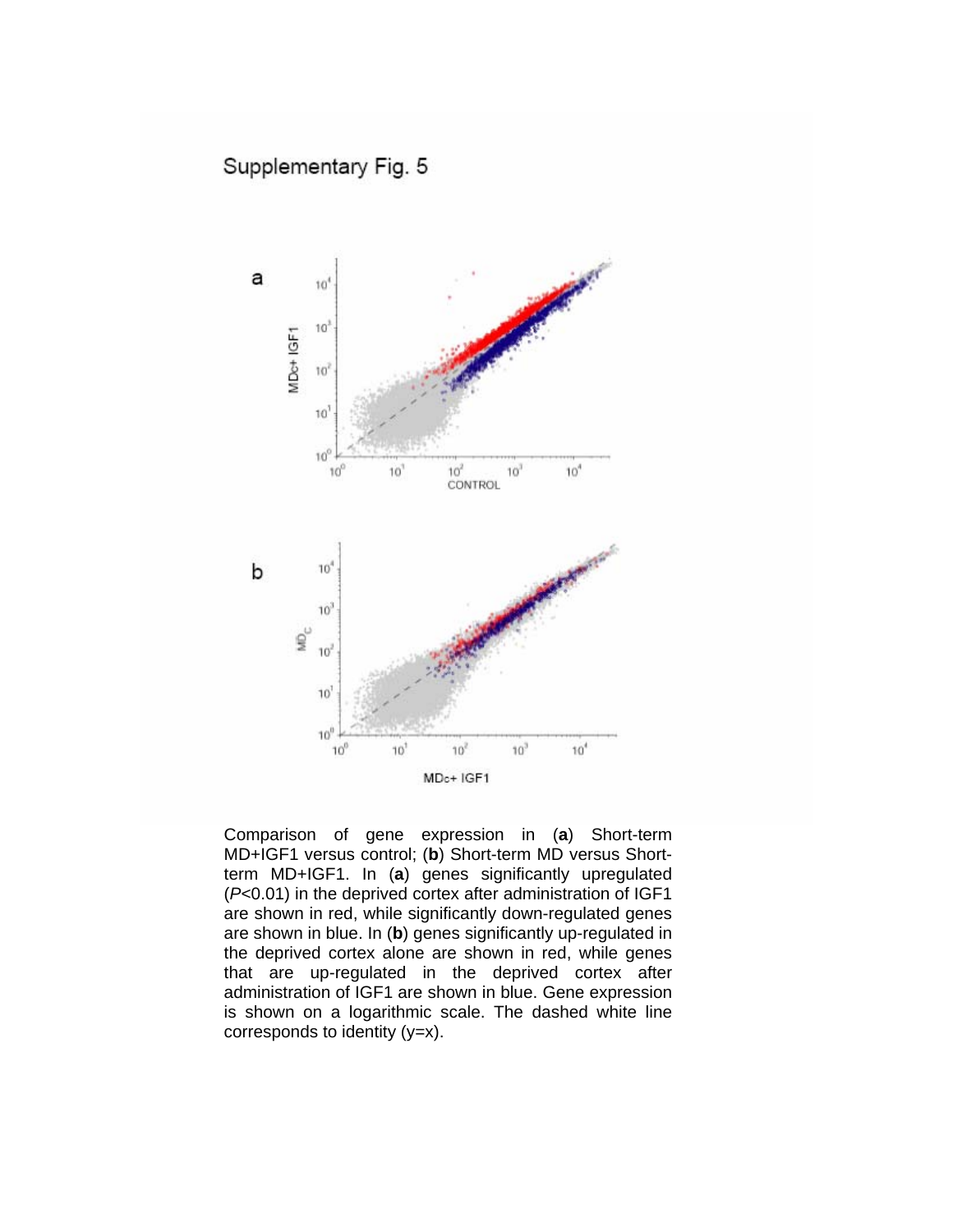Supplementary Fig. 5

Comparison of gene expression in (**a**) Short-term MD+IGF1 versus control; (**b**) Short-term MD versus Short-term MD+IGF1. In (**a**) genes significantly upregulated ($P<0.01$) in the deprived cortex after administration of IGF1 are shown in red, while significantly down-regulated genes are shown in blue. In (**b**) genes significantly up-regulated in the deprived cortex alone are shown in red, while genes that are up-regulated in the deprived cortex after administration of IGF1 are shown in blue. Gene expression is shown on a logarithmic scale. The dashed white line corresponds to identity (y=x).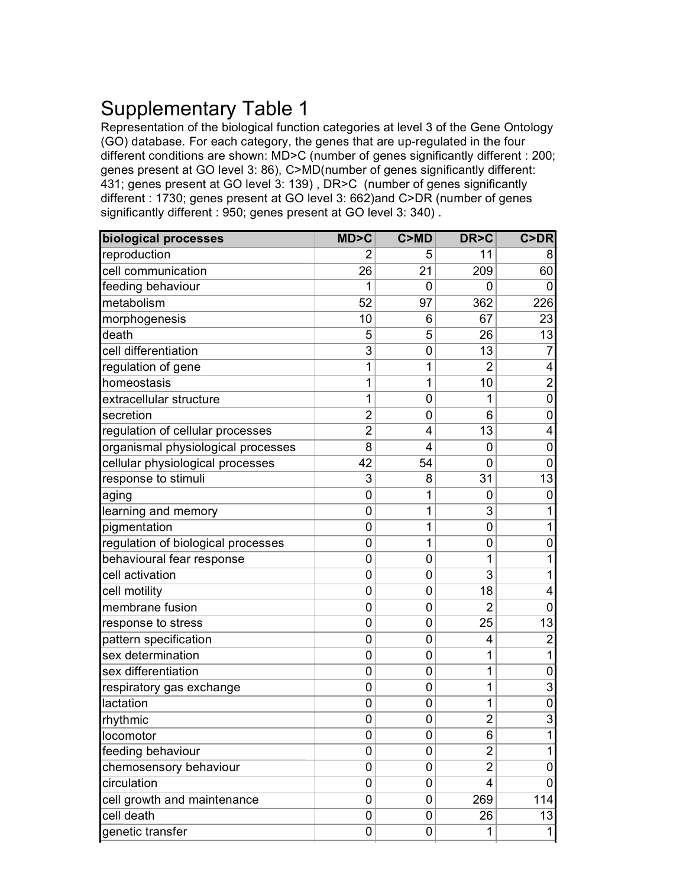# Supplementary Table 1

Representation of the biological function categories at level 3 of the Gene Ontology (GO) database. For each category, the genes that are up-regulated in the four different conditions are shown: MD>C (number of genes significantly different : 200; genes present at GO level 3: 86), C>MD(number of genes significantly different: 431; genes present at GO level 3: 139) , DR>C (number of genes significantly different : 1730; genes present at GO level 3: 662)and C>DR (number of genes significantly different : 950; genes present at GO level 3: 340) .

| biological processes | MD>C | C>MD | DR>C | C>DR |
|---|---|---|---|---|
| reproduction | 2 | 5 | 11 | 8 |
| cell communication | 26 | 21 | 209 | 60 |
| feeding behaviour | 1 | 0 | 0 | 0 |
| metabolism | 52 | 97 | 362 | 226 |
| morphogenesis | 10 | 6 | 67 | 23 |
| death | 5 | 5 | 26 | 13 |
| cell differentiation | 3 | 0 | 13 | 7 |
| regulation of gene | 1 | 1 | 2 | 4 |
| homeostasis | 1 | 1 | 10 | 2 |
| extracellular structure | 1 | 0 | 1 | 0 |
| secretion | 2 | 0 | 6 | 0 |
| regulation of cellular processes | 2 | 4 | 13 | 4 |
| organismal physiological processes | 8 | 4 | 0 | 0 |
| cellular physiological processes | 42 | 54 | 0 | 0 |
| response to stimuli | 3 | 8 | 31 | 13 |
| aging | 0 | 1 | 0 | 0 |
| learning and memory | 0 | 1 | 3 | 1 |
| pigmentation | 0 | 1 | 0 | 1 |
| regulation of biological processes | 0 | 1 | 0 | 0 |
| behavioural fear response | 0 | 0 | 1 | 1 |
| cell activation | 0 | 0 | 3 | 1 |
| cell motility | 0 | 0 | 18 | 4 |
| membrane fusion | 0 | 0 | 2 | 0 |
| response to stress | 0 | 0 | 25 | 13 |
| pattern specification | 0 | 0 | 4 | 2 |
| sex determination | 0 | 0 | 1 | 1 |
| sex differentiation | 0 | 0 | 1 | 0 |
| respiratory gas exchange | 0 | 0 | 1 | 3 |
| lactation | 0 | 0 | 1 | 0 |
| rhythmic | 0 | 0 | 2 | 3 |
| locomotor | 0 | 0 | 6 | 1 |
| feeding behaviour | 0 | 0 | 2 | 1 |
| chemosensory behaviour | 0 | 0 | 2 | 0 |
| circulation | 0 | 0 | 4 | 0 |
| cell growth and maintenance | 0 | 0 | 269 | 114 |
| cell death | 0 | 0 | 26 | 13 |
| genetic transfer | 0 | 0 | 1 | 1 |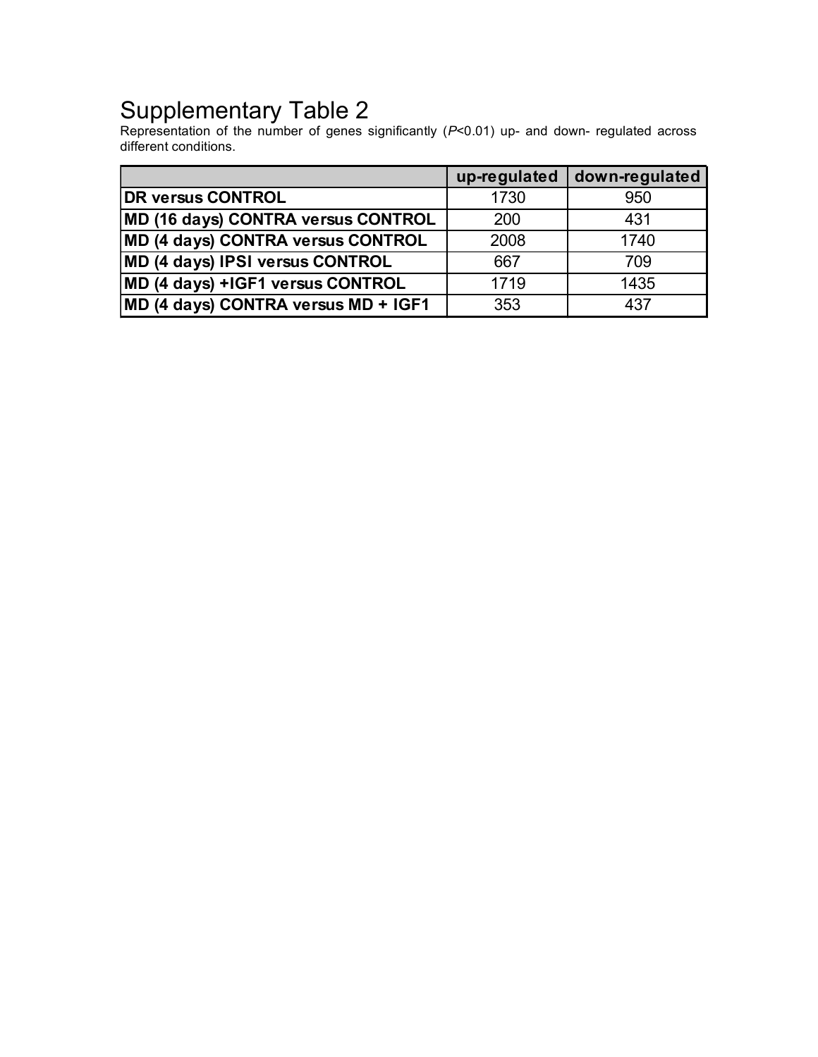# Supplementary Table 2

Representation of the number of genes significantly (*P*<0.01) up- and down- regulated across different conditions.

| | up-regulated | down-regulated |
|---|---|---|
| **DR versus CONTROL** | 1730 | 950 |
| **MD (16 days) CONTRA versus CONTROL** | 200 | 431 |
| **MD (4 days) CONTRA versus CONTROL** | 2008 | 1740 |
| **MD (4 days) IPSI versus CONTROL** | 667 | 709 |
| **MD (4 days) +IGF1 versus CONTROL** | 1719 | 1435 |
| **MD (4 days) CONTRA versus MD + IGF1** | 353 | 437 |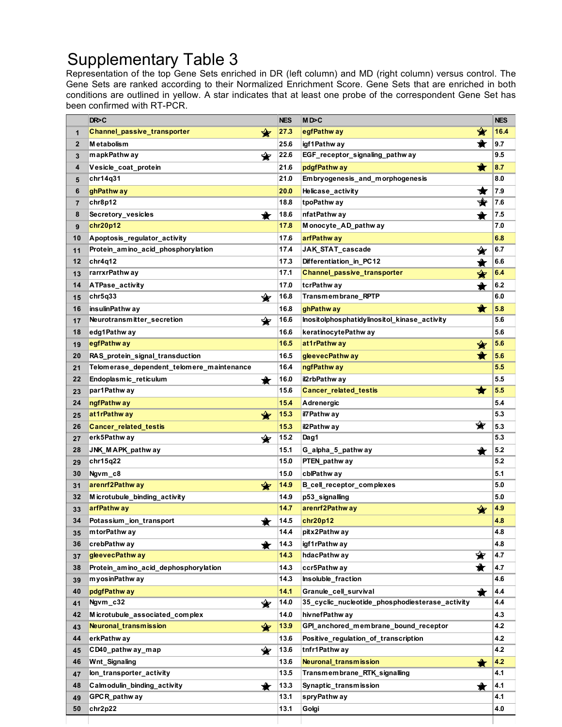# Supplementary Table 3

Representation of the top Gene Sets enriched in DR (left column) and MD (right column) versus control. The Gene Sets are ranked according to their Normalized Enrichment Score. Gene Sets that are enriched in both conditions are outlined in yellow. A star indicates that at least one probe of the correspondent Gene Set has been confirmed with RT-PCR.

| | DR>C | | NES | MD>C | | NES |
|---|---|---|---|---|---|---|
| 1 | Channel_passive_transporter | ★ | 27.3 | egfPathway | ★ | 16.4 |
| 2 | Metabolism | | 25.6 | igf1Pathway | ★ | 9.7 |
| 3 | mapkPathway | ★ | 22.6 | EGF_receptor_signaling_pathway | | 9.5 |
| 4 | Vesicle_coat_protein | | 21.6 | pdgfPathway | ★ | 8.7 |
| 5 | chr14q31 | | 21.0 | Embryogenesis_and_morphogenesis | | 8.0 |
| 6 | ghPathway | | 20.0 | Helicase_activity | ★ | 7.9 |
| 7 | chr8p12 | | 18.8 | tpoPathway | ★ | 7.6 |
| 8 | Secretory_vesicles | ★ | 18.6 | nfatPathway | ★ | 7.5 |
| 9 | chr20p12 | | 17.8 | Monocyte_AD_pathway | | 7.0 |
| 10 | Apoptosis_regulator_activity | | 17.6 | arfPathway | | 6.8 |
| 11 | Protein_amino_acid_phosphorylation | | 17.4 | JAK_STAT_cascade | ★ | 6.7 |
| 12 | chr4q12 | | 17.3 | Differentiation_in_PC12 | ★ | 6.6 |
| 13 | rarrxrPathway | | 17.1 | Channel_passive_transporter | ★ | 6.4 |
| 14 | ATPase_activity | | 17.0 | tcrPathway | ★ | 6.2 |
| 15 | chr5q33 | ★ | 16.8 | Transmembrane_RPTP | | 6.0 |
| 16 | insulinPathway | | 16.8 | ghPathway | ★ | 5.8 |
| 17 | Neurotransmitter_secretion | ★ | 16.6 | Inositolphosphatidylinositol_kinase_activity | | 5.6 |
| 18 | edg1Pathway | | 16.6 | keratinocytePathway | | 5.6 |
| 19 | egfPathway | | 16.5 | at1rPathway | ★ | 5.6 |
| 20 | RAS_protein_signal_transduction | | 16.5 | gleevecPathway | ★ | 5.6 |
| 21 | Telomerase_dependent_telomere_maintenance | | 16.4 | ngfPathway | | 5.5 |
| 22 | Endoplasmic_reticulum | ★ | 16.0 | il2rbPathway | | 5.5 |
| 23 | par1Pathway | | 15.6 | Cancer_related_testis | ★ | 5.5 |
| 24 | ngfPathway | | 15.4 | Adrenergic | | 5.4 |
| 25 | at1rPathway | ★ | 15.3 | il7Pathway | | 5.3 |
| 26 | Cancer_related_testis | | 15.3 | il2Pathway | ★ | 5.3 |
| 27 | erk5Pathway | ★ | 15.2 | Dag1 | | 5.3 |
| 28 | JNK_MAPK_pathway | | 15.1 | G_alpha_5_pathway | ★ | 5.2 |
| 29 | chr15q22 | | 15.0 | PTEN_pathway | | 5.2 |
| 30 | Ngvm_c8 | | 15.0 | cblPathway | | 5.1 |
| 31 | arenrf2Pathway | ★ | 14.9 | B_cell_receptor_complexes | | 5.0 |
| 32 | Microtubule_binding_activity | | 14.9 | p53_signalling | | 5.0 |
| 33 | arfPathway | | 14.7 | arenrf2Pathway | ★ | 4.9 |
| 34 | Potassium_ion_transport | ★ | 14.5 | chr20p12 | | 4.8 |
| 35 | mtorPathway | | 14.4 | pitx2Pathway | | 4.8 |
| 36 | crebPathway | ★ | 14.3 | igf1rPathway | | 4.8 |
| 37 | gleevecPathway | | 14.3 | hdacPathway | ★ | 4.7 |
| 38 | Protein_amino_acid_dephosphorylation | | 14.3 | ccr5Pathway | ★ | 4.7 |
| 39 | myosinPathway | | 14.3 | Insoluble_fraction | | 4.6 |
| 40 | pdgfPathway | | 14.1 | Granule_cell_survival | ★ | 4.4 |
| 41 | Ngvm_c32 | ★ | 14.0 | 35_cyclic_nucleotide_phosphodiesterase_activity | | 4.4 |
| 42 | Microtubule_associated_complex | | 14.0 | hivnefPathway | | 4.3 |
| 43 | Neuronal_transmission | ★ | 13.9 | GPI_anchored_membrane_bound_receptor | | 4.2 |
| 44 | erkPathway | | 13.6 | Positive_regulation_of_transcription | | 4.2 |
| 45 | CD40_pathway_map | ★ | 13.6 | tnfr1Pathway | | 4.2 |
| 46 | Wnt_Signaling | | 13.6 | Neuronal_transmission | ★ | 4.2 |
| 47 | Ion_transporter_activity | | 13.5 | Transmembrane_RTK_signalling | | 4.1 |
| 48 | Calmodulin_binding_activity | ★ | 13.3 | Synaptic_transmission | ★ | 4.1 |
| 49 | GPCR_pathway | | 13.1 | spryPathway | | 4.1 |
| 50 | chr2p22 | | 13.1 | Golgi | | 4.0 |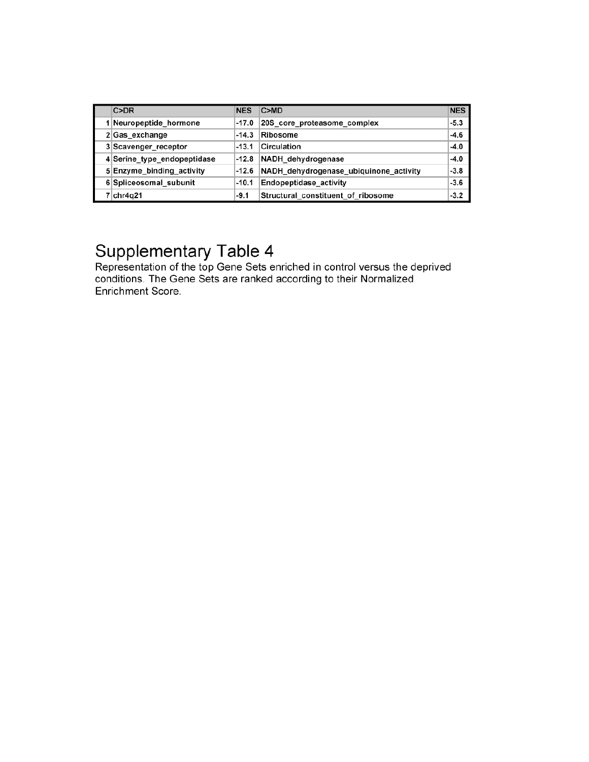| | C>DR | NES | C>MD | NES |
|---|---|---|---|---|
| 1 | Neuropeptide_hormone | -17.0 | 20S_core_proteasome_complex | -5.3 |
| 2 | Gas_exchange | -14.3 | Ribosome | -4.6 |
| 3 | Scavenger_receptor | -13.1 | Circulation | -4.0 |
| 4 | Serine_type_endopeptidase | -12.8 | NADH_dehydrogenase | -4.0 |
| 5 | Enzyme_binding_activity | -12.6 | NADH_dehydrogenase_ubiquinone_activity | -3.8 |
| 6 | Spliceosomal_subunit | -10.1 | Endopeptidase_activity | -3.6 |
| 7 | chr4q21 | -9.1 | Structural_constituent_of_ribosome | -3.2 |

# Supplementary Table 4

Representation of the top Gene Sets enriched in control versus the deprived conditions. The Gene Sets are ranked according to their Normalized Enrichment Score.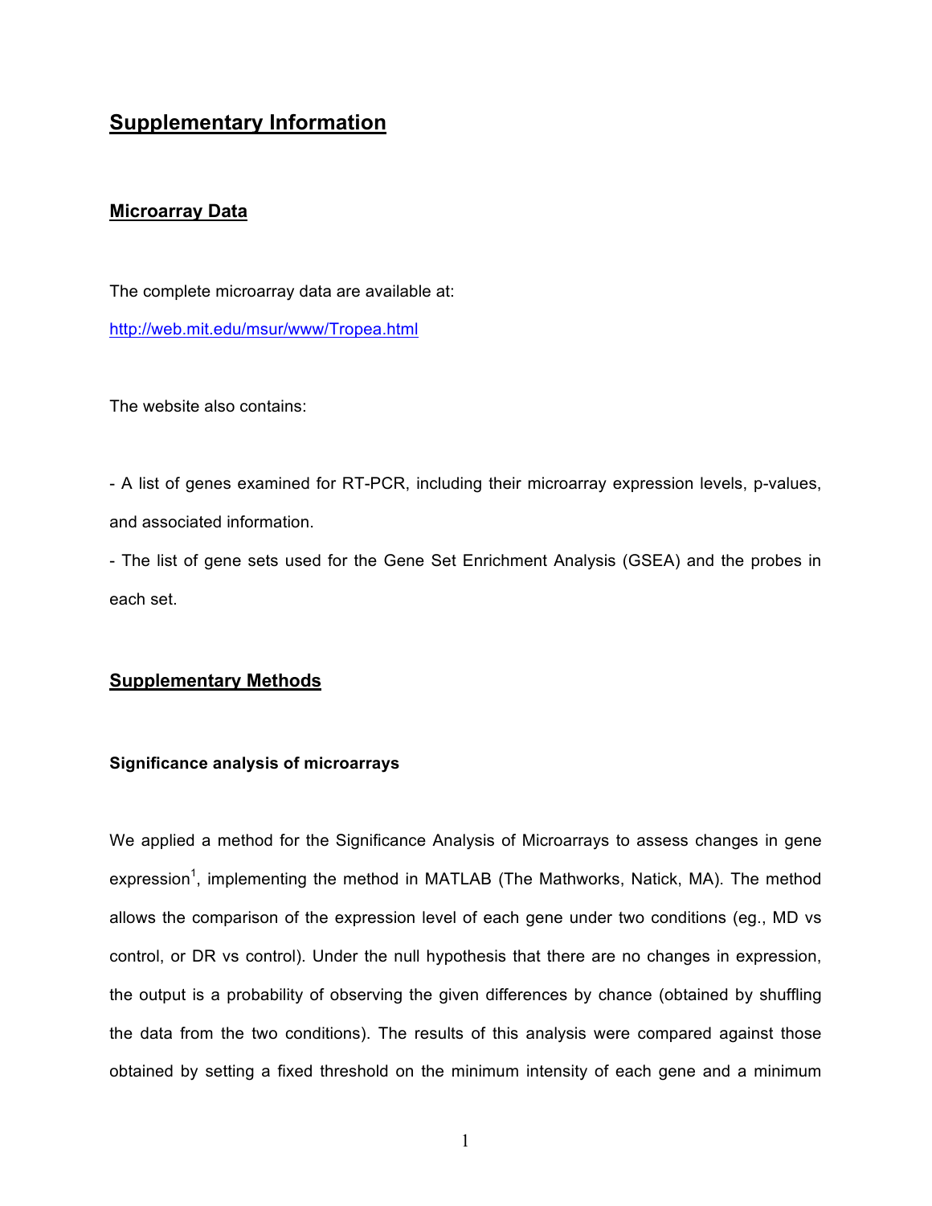## Supplementary Information

### Microarray Data

The complete microarray data are available at:

http://web.mit.edu/msur/www/Tropea.html

The website also contains:

- A list of genes examined for RT-PCR, including their microarray expression levels, p-values, and associated information.
- The list of gene sets used for the Gene Set Enrichment Analysis (GSEA) and the probes in each set.

### Supplementary Methods

#### Significance analysis of microarrays

We applied a method for the Significance Analysis of Microarrays to assess changes in gene expression[1], implementing the method in MATLAB (The Mathworks, Natick, MA). The method allows the comparison of the expression level of each gene under two conditions (eg., MD vs control, or DR vs control). Under the null hypothesis that there are no changes in expression, the output is a probability of observing the given differences by chance (obtained by shuffling the data from the two conditions). The results of this analysis were compared against those obtained by setting a fixed threshold on the minimum intensity of each gene and a minimum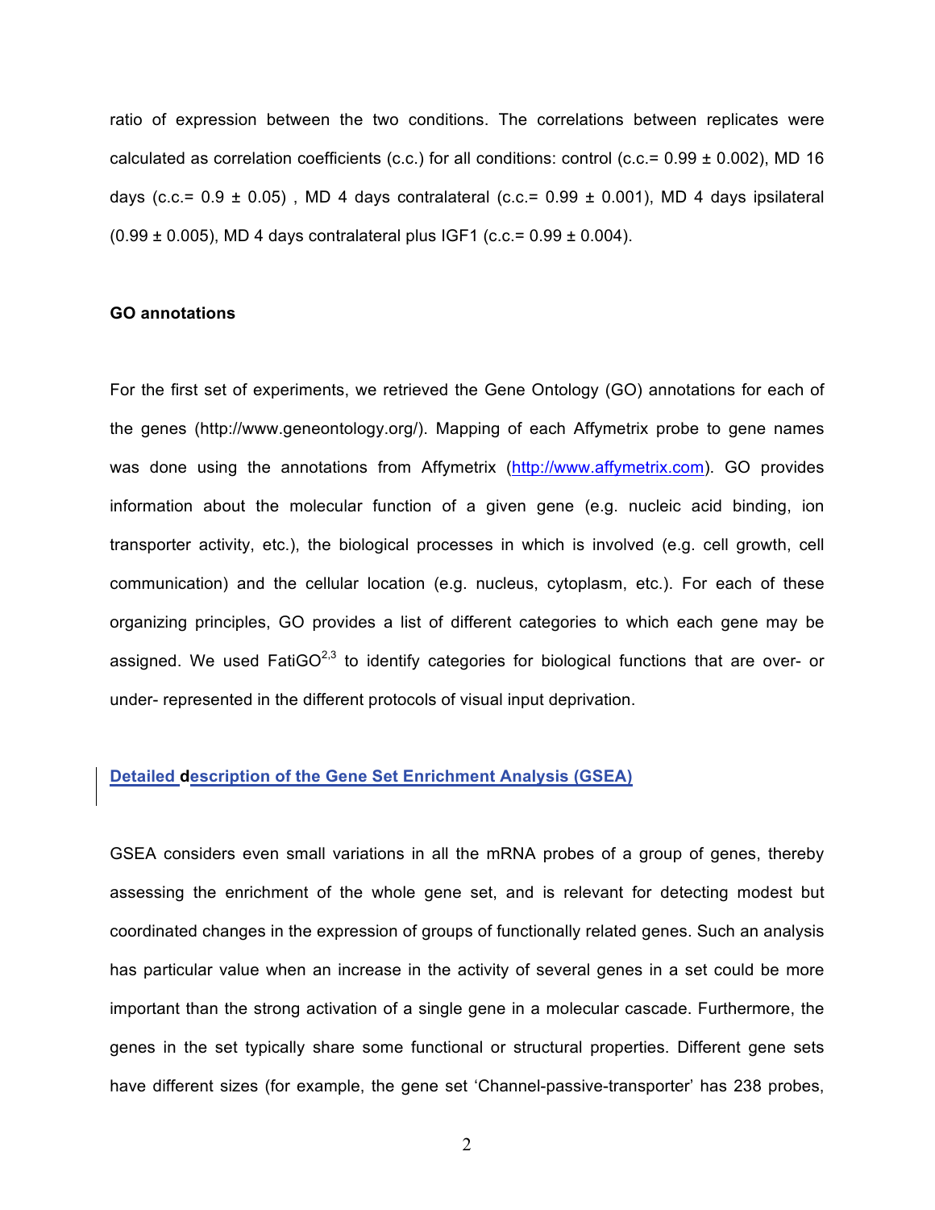ratio of expression between the two conditions. The correlations between replicates were calculated as correlation coefficients (c.c.) for all conditions: control (c.c.= 0.99 ± 0.002), MD 16 days (c.c.= 0.9 ± 0.05) , MD 4 days contralateral (c.c.= 0.99 ± 0.001), MD 4 days ipsilateral (0.99 ± 0.005), MD 4 days contralateral plus IGF1 (c.c.= 0.99 ± 0.004).

**GO annotations**

For the first set of experiments, we retrieved the Gene Ontology (GO) annotations for each of the genes (http://www.geneontology.org/). Mapping of each Affymetrix probe to gene names was done using the annotations from Affymetrix (http://www.affymetrix.com). GO provides information about the molecular function of a given gene (e.g. nucleic acid binding, ion transporter activity, etc.), the biological processes in which is involved (e.g. cell growth, cell communication) and the cellular location (e.g. nucleus, cytoplasm, etc.). For each of these organizing principles, GO provides a list of different categories to which each gene may be assigned. We used FatiGO[2,3] to identify categories for biological functions that are over- or under- represented in the different protocols of visual input deprivation.

**Detailed description of the Gene Set Enrichment Analysis (GSEA)**

GSEA considers even small variations in all the mRNA probes of a group of genes, thereby assessing the enrichment of the whole gene set, and is relevant for detecting modest but coordinated changes in the expression of groups of functionally related genes. Such an analysis has particular value when an increase in the activity of several genes in a set could be more important than the strong activation of a single gene in a molecular cascade. Furthermore, the genes in the set typically share some functional or structural properties. Different gene sets have different sizes (for example, the gene set 'Channel-passive-transporter' has 238 probes,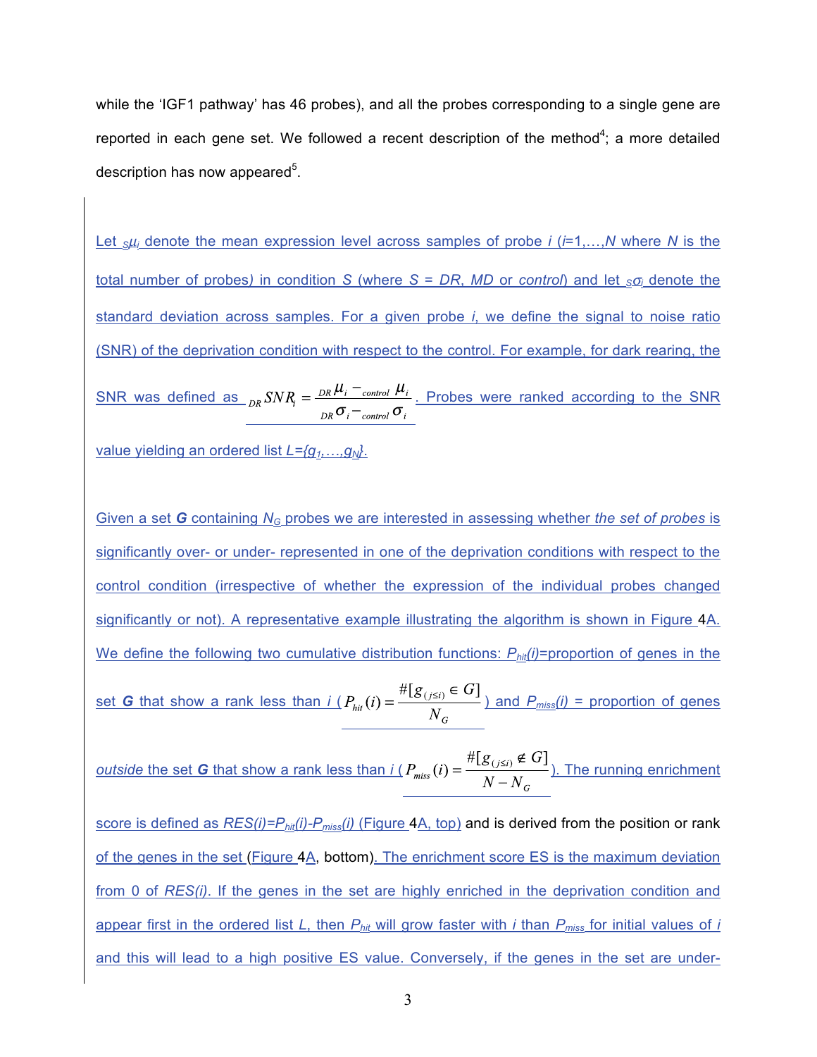while the 'IGF1 pathway' has 46 probes), and all the probes corresponding to a single gene are reported in each gene set. We followed a recent description of the method[4]; a more detailed description has now appeared[5].

Let $_S\mu_i$ denote the mean expression level across samples of probe $i$ ($i$=1,…,$N$ where $N$ is the total number of probes) in condition $S$ (where $S$ = $DR$, $MD$ or $control$) and let $_S\sigma_i$ denote the standard deviation across samples. For a given probe $i$, we define the signal to noise ratio (SNR) of the deprivation condition with respect to the control. For example, for dark rearing, the SNR was defined as $_{DR}SNR_i = \frac{_{DR}\mu_i - _{control}\mu_i}{_{DR}\sigma_i - _{control}\sigma_i}$. Probes were ranked according to the SNR value yielding an ordered list $L=\{g_1,\ldots,g_N\}$.

Given a set **G** containing $N_G$ probes we are interested in assessing whether *the set of probes* is significantly over- or under- represented in one of the deprivation conditions with respect to the control condition (irrespective of whether the expression of the individual probes changed significantly or not). A representative example illustrating the algorithm is shown in Figure 4A. We define the following two cumulative distribution functions: $P_{hit}(i)$=proportion of genes in the set **G** that show a rank less than $i$ ($P_{hit}(i) = \frac{\#[g_{(j \le i)} \in G]}{N_G}$) and $P_{miss}(i)$ = proportion of genes *outside* the set **G** that show a rank less than $i$ ($P_{miss}(i) = \frac{\#[g_{(j \le i)} \notin G]}{N - N_G}$). The running enrichment score is defined as $RES(i)=P_{hit}(i)-P_{miss}(i)$ (Figure 4A, top) and is derived from the position or rank of the genes in the set (Figure 4A, bottom). The enrichment score ES is the maximum deviation from 0 of $RES(i)$. If the genes in the set are highly enriched in the deprivation condition and appear first in the ordered list $L$, then $P_{hit}$ will grow faster with $i$ than $P_{miss}$ for initial values of $i$ and this will lead to a high positive ES value. Conversely, if the genes in the set are under-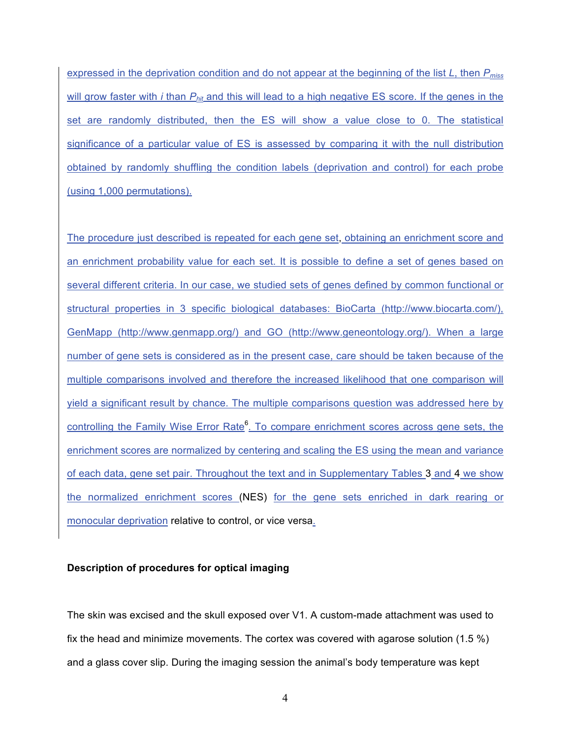expressed in the deprivation condition and do not appear at the beginning of the list *L*, then $P_{miss}$ will grow faster with *i* than $P_{hit}$ and this will lead to a high negative ES score. If the genes in the set are randomly distributed, then the ES will show a value close to 0. The statistical significance of a particular value of ES is assessed by comparing it with the null distribution obtained by randomly shuffling the condition labels (deprivation and control) for each probe (using 1,000 permutations).

The procedure just described is repeated for each gene set, obtaining an enrichment score and an enrichment probability value for each set. It is possible to define a set of genes based on several different criteria. In our case, we studied sets of genes defined by common functional or structural properties in 3 specific biological databases: BioCarta (http://www.biocarta.com/), GenMapp (http://www.genmapp.org/) and GO (http://www.geneontology.org/). When a large number of gene sets is considered as in the present case, care should be taken because of the multiple comparisons involved and therefore the increased likelihood that one comparison will yield a significant result by chance. The multiple comparisons question was addressed here by controlling the Family Wise Error Rate[6]. To compare enrichment scores across gene sets, the enrichment scores are normalized by centering and scaling the ES using the mean and variance of each data, gene set pair. Throughout the text and in Supplementary Tables 3 and 4 we show the normalized enrichment scores (NES) for the gene sets enriched in dark rearing or monocular deprivation relative to control, or vice versa.

**Description of procedures for optical imaging**

The skin was excised and the skull exposed over V1. A custom-made attachment was used to fix the head and minimize movements. The cortex was covered with agarose solution (1.5 %) and a glass cover slip. During the imaging session the animal's body temperature was kept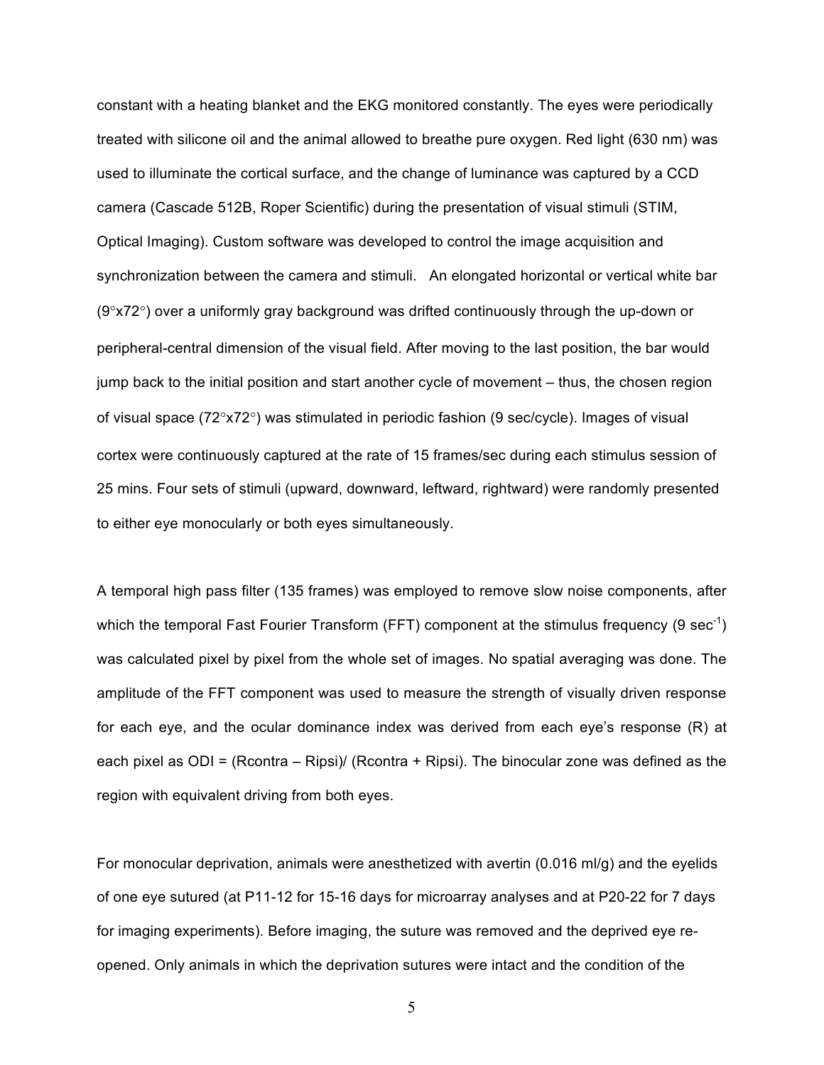constant with a heating blanket and the EKG monitored constantly. The eyes were periodically treated with silicone oil and the animal allowed to breathe pure oxygen. Red light (630 nm) was used to illuminate the cortical surface, and the change of luminance was captured by a CCD camera (Cascade 512B, Roper Scientific) during the presentation of visual stimuli (STIM, Optical Imaging). Custom software was developed to control the image acquisition and synchronization between the camera and stimuli. An elongated horizontal or vertical white bar (9°x72°) over a uniformly gray background was drifted continuously through the up-down or peripheral-central dimension of the visual field. After moving to the last position, the bar would jump back to the initial position and start another cycle of movement – thus, the chosen region of visual space (72°x72°) was stimulated in periodic fashion (9 sec/cycle). Images of visual cortex were continuously captured at the rate of 15 frames/sec during each stimulus session of 25 mins. Four sets of stimuli (upward, downward, leftward, rightward) were randomly presented to either eye monocularly or both eyes simultaneously.

A temporal high pass filter (135 frames) was employed to remove slow noise components, after which the temporal Fast Fourier Transform (FFT) component at the stimulus frequency (9 $sec^{-1}$) was calculated pixel by pixel from the whole set of images. No spatial averaging was done. The amplitude of the FFT component was used to measure the strength of visually driven response for each eye, and the ocular dominance index was derived from each eye's response (R) at each pixel as ODI = (Rcontra – Ripsi)/ (Rcontra + Ripsi). The binocular zone was defined as the region with equivalent driving from both eyes.

For monocular deprivation, animals were anesthetized with avertin (0.016 ml/g) and the eyelids of one eye sutured (at P11-12 for 15-16 days for microarray analyses and at P20-22 for 7 days for imaging experiments). Before imaging, the suture was removed and the deprived eye re-opened. Only animals in which the deprivation sutures were intact and the condition of the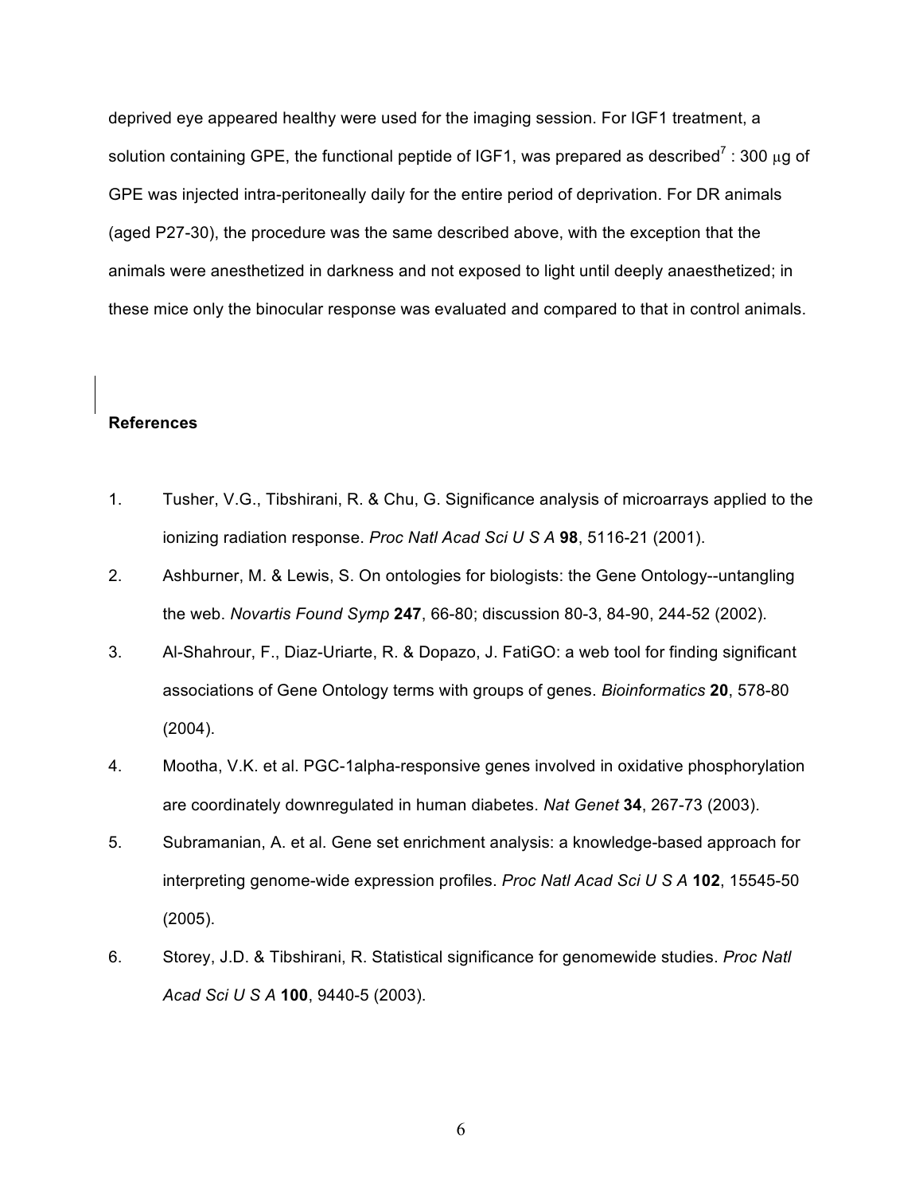deprived eye appeared healthy were used for the imaging session. For IGF1 treatment, a solution containing GPE, the functional peptide of IGF1, was prepared as described[7] : 300 μg of GPE was injected intra-peritoneally daily for the entire period of deprivation. For DR animals (aged P27-30), the procedure was the same described above, with the exception that the animals were anesthetized in darkness and not exposed to light until deeply anaesthetized; in these mice only the binocular response was evaluated and compared to that in control animals.

**References**

1. Tusher, V.G., Tibshirani, R. & Chu, G. Significance analysis of microarrays applied to the ionizing radiation response. *Proc Natl Acad Sci U S A* **98**, 5116-21 (2001).
2. Ashburner, M. & Lewis, S. On ontologies for biologists: the Gene Ontology--untangling the web. *Novartis Found Symp* **247**, 66-80; discussion 80-3, 84-90, 244-52 (2002).
3. Al-Shahrour, F., Diaz-Uriarte, R. & Dopazo, J. FatiGO: a web tool for finding significant associations of Gene Ontology terms with groups of genes. *Bioinformatics* **20**, 578-80 (2004).
4. Mootha, V.K. et al. PGC-1alpha-responsive genes involved in oxidative phosphorylation are coordinately downregulated in human diabetes. *Nat Genet* **34**, 267-73 (2003).
5. Subramanian, A. et al. Gene set enrichment analysis: a knowledge-based approach for interpreting genome-wide expression profiles. *Proc Natl Acad Sci U S A* **102**, 15545-50 (2005).
6. Storey, J.D. & Tibshirani, R. Statistical significance for genomewide studies. *Proc Natl Acad Sci U S A* **100**, 9440-5 (2003).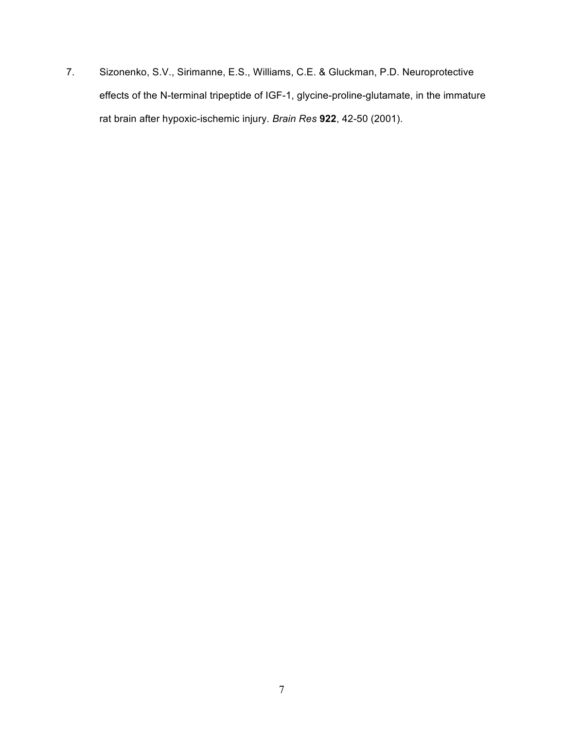7. Sizonenko, S.V., Sirimanne, E.S., Williams, C.E. & Gluckman, P.D. Neuroprotective effects of the N-terminal tripeptide of IGF-1, glycine-proline-glutamate, in the immature rat brain after hypoxic-ischemic injury. *Brain Res* **922**, 42-50 (2001).